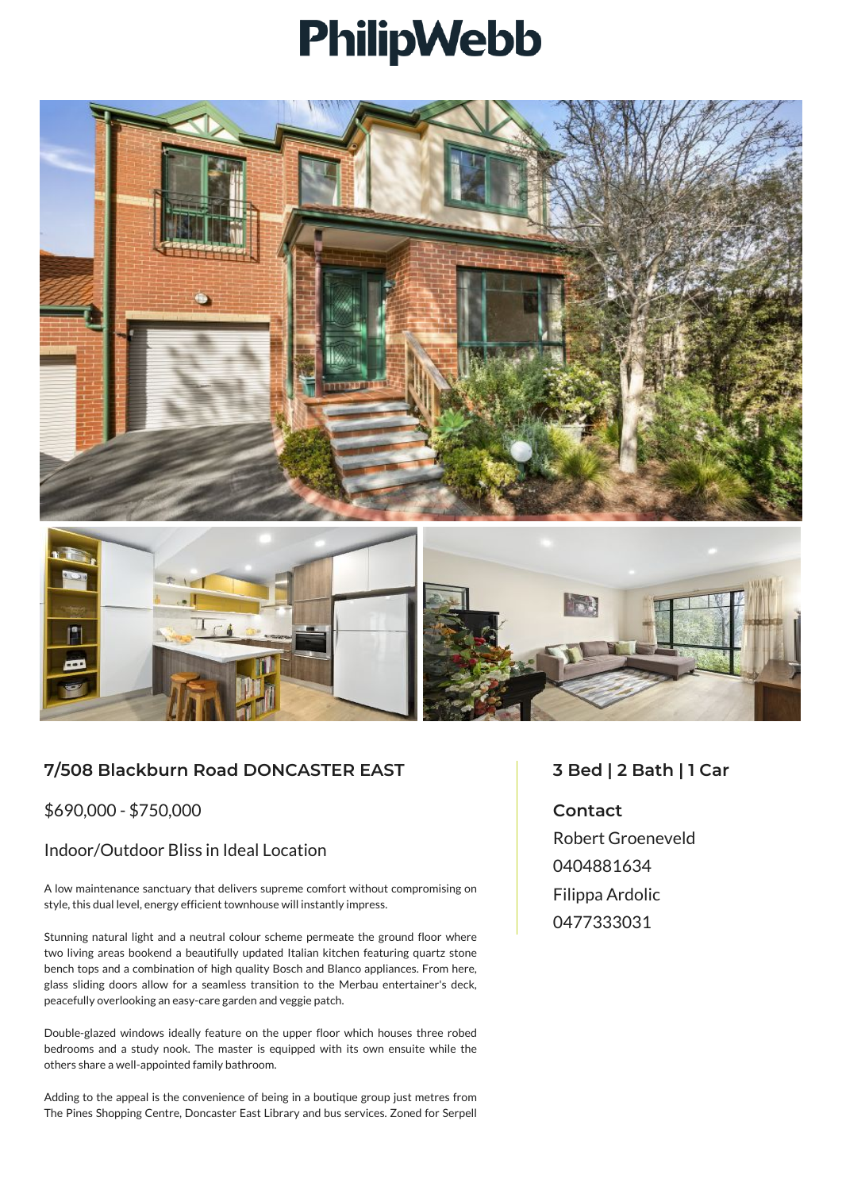# PhilipWebb

## 7/508 Blackburn Road DONCASTER EAST

$690,000 - $750,000

### Indoor/Outdoor Bliss in Ideal Location

A low maintenance sanctuary that delivers supreme comfort without compromising on style, this dual level, energy efficient townhouse will instantly impress.

Stunning natural light and a neutral colour scheme permeate the ground floor where two living areas bookend a beautifully updated Italian kitchen featuring quartz stone bench tops and a combination of high quality Bosch and Blanco appliances. From here, glass sliding doors allow for a seamless transition to the Merbau entertainer's deck, peacefully overlooking an easy-care garden and veggie patch.

Double-glazed windows ideally feature on the upper floor which houses three robed bedrooms and a study nook. The master is equipped with its own ensuite while the others share a well-appointed family bathroom.

Adding to the appeal is the convenience of being in a boutique group just metres from The Pines Shopping Centre, Doncaster East Library and bus services. Zoned for Serpell

## 3 Bed | 2 Bath | 1 Car

### Contact

Robert Groeneveld
0404881634
Filippa Ardolic
0477333031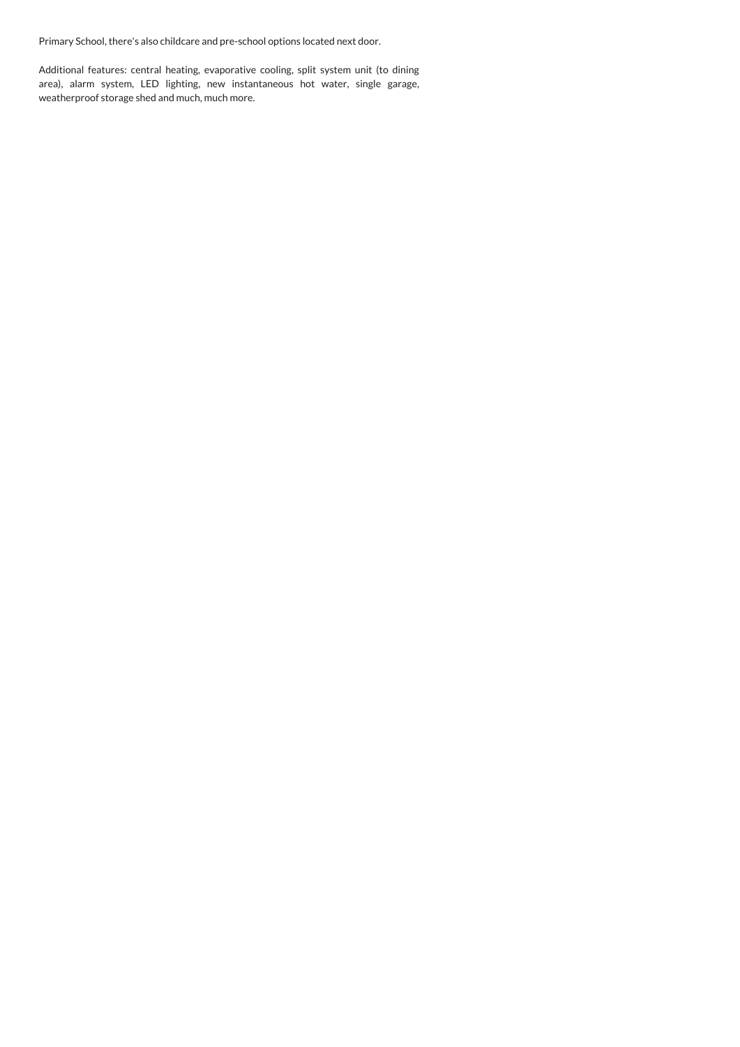Primary School, there's also childcare and pre-school options located next door.

Additional features: central heating, evaporative cooling, split system unit (to dining area), alarm system, LED lighting, new instantaneous hot water, single garage, weatherproof storage shed and much, much more.